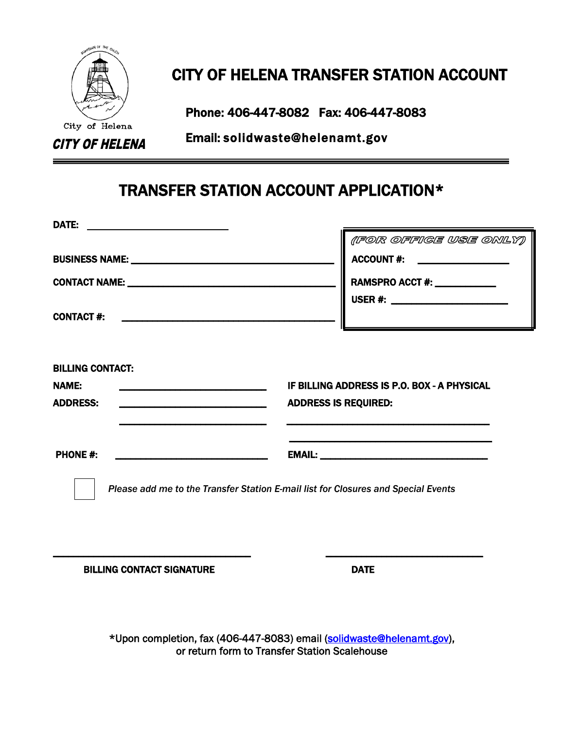City of Helena

**CITY OF HELENA**

# CITY OF HELENA TRANSFER STATION ACCOUNT

**Phone: 406-447-8082 Fax: 406-447-8083**

**Email: solidwaste@helenamt.gov**

## TRANSFER STATION ACCOUNT APPLICATION*

**DATE:** ____________________

**BUSINESS NAME:** ______________________________

**CONTACT NAME:** ______________________________

**CONTACT #:** ______________________________

*(FOR OFFICE USE ONLY)*

**ACCOUNT #:** ____________

**RAMSPRO ACCT #:** ____________

**USER #:** ____________

**BILLING CONTACT:**

**NAME:** ____________________

**ADDRESS:** ____________________

____________________

**IF BILLING ADDRESS IS P.O. BOX - A PHYSICAL ADDRESS IS REQUIRED:**

______________________________

______________________________

**PHONE #:** ____________________

**EMAIL:** ____________________

☐ *Please add me to the Transfer Station E-mail list for Closures and Special Events*

______________________________ ____________________

**BILLING CONTACT SIGNATURE** **DATE**

*Upon completion, fax (406-447-8083) email (solidwaste@helenamt.gov), or return form to Transfer Station Scalehouse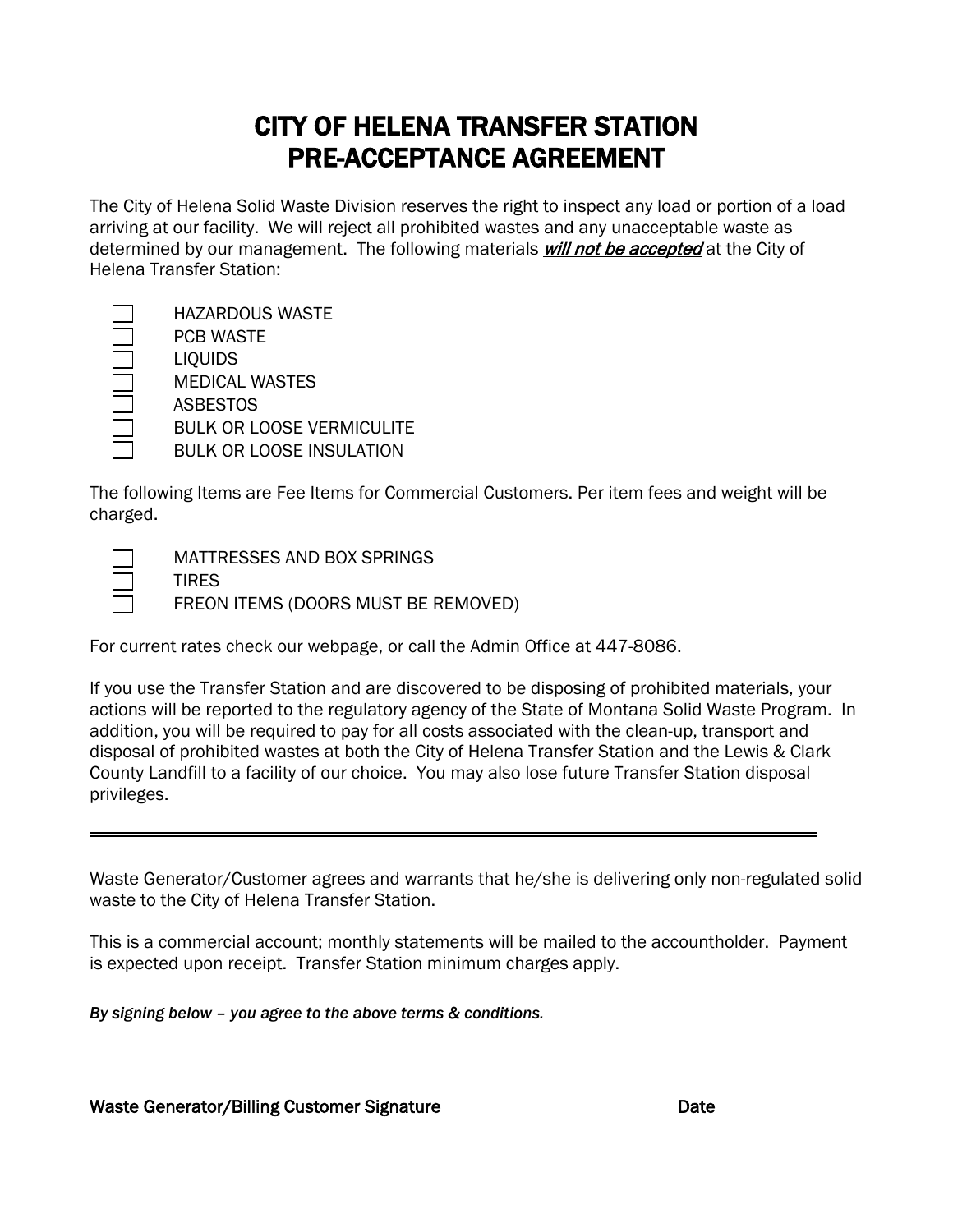# CITY OF HELENA TRANSFER STATION
# PRE-ACCEPTANCE AGREEMENT

The City of Helena Solid Waste Division reserves the right to inspect any load or portion of a load arriving at our facility. We will reject all prohibited wastes and any unacceptable waste as determined by our management. The following materials ***will not be accepted*** at the City of Helena Transfer Station:

- [ ] HAZARDOUS WASTE
- [ ] PCB WASTE
- [ ] LIQUIDS
- [ ] MEDICAL WASTES
- [ ] ASBESTOS
- [ ] BULK OR LOOSE VERMICULITE
- [ ] BULK OR LOOSE INSULATION

The following Items are Fee Items for Commercial Customers. Per item fees and weight will be charged.

- [ ] MATTRESSES AND BOX SPRINGS
- [ ] TIRES
- [ ] FREON ITEMS (DOORS MUST BE REMOVED)

For current rates check our webpage, or call the Admin Office at 447-8086.

If you use the Transfer Station and are discovered to be disposing of prohibited materials, your actions will be reported to the regulatory agency of the State of Montana Solid Waste Program. In addition, you will be required to pay for all costs associated with the clean-up, transport and disposal of prohibited wastes at both the City of Helena Transfer Station and the Lewis & Clark County Landfill to a facility of our choice. You may also lose future Transfer Station disposal privileges.

---

Waste Generator/Customer agrees and warrants that he/she is delivering only non-regulated solid waste to the City of Helena Transfer Station.

This is a commercial account; monthly statements will be mailed to the accountholder. Payment is expected upon receipt. Transfer Station minimum charges apply.

*By signing below – you agree to the above terms & conditions.*

\_\_\_\_\_\_\_\_\_\_\_\_\_\_\_\_\_\_\_\_\_\_\_\_\_\_\_\_\_\_\_\_\_\_\_\_\_\_\_\_\_\_\_\_\_\_\_\_\_\_\_\_\_\_\_\_\_\_\_\_

Waste Generator/Billing Customer Signature                    Date